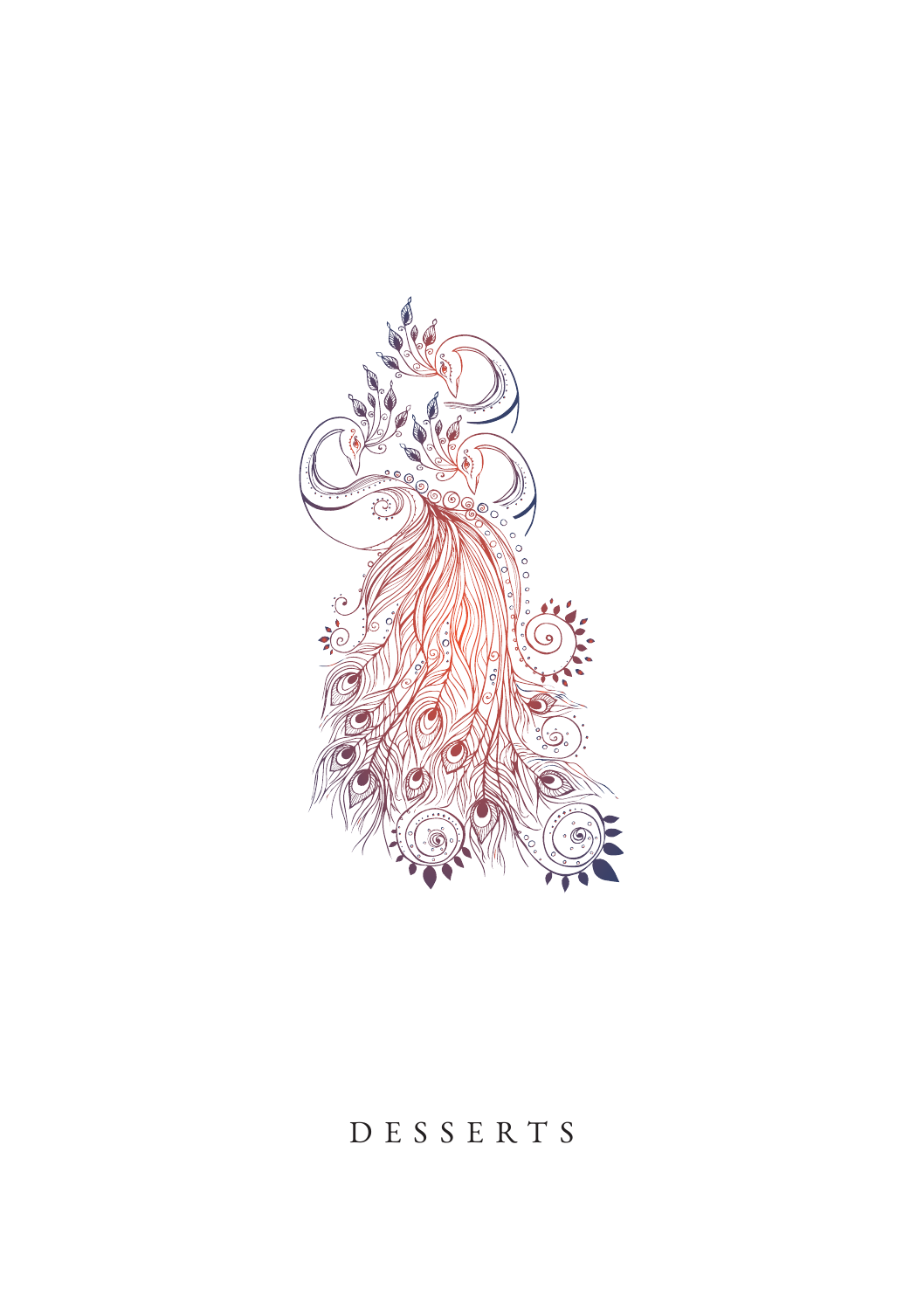# DESSERTS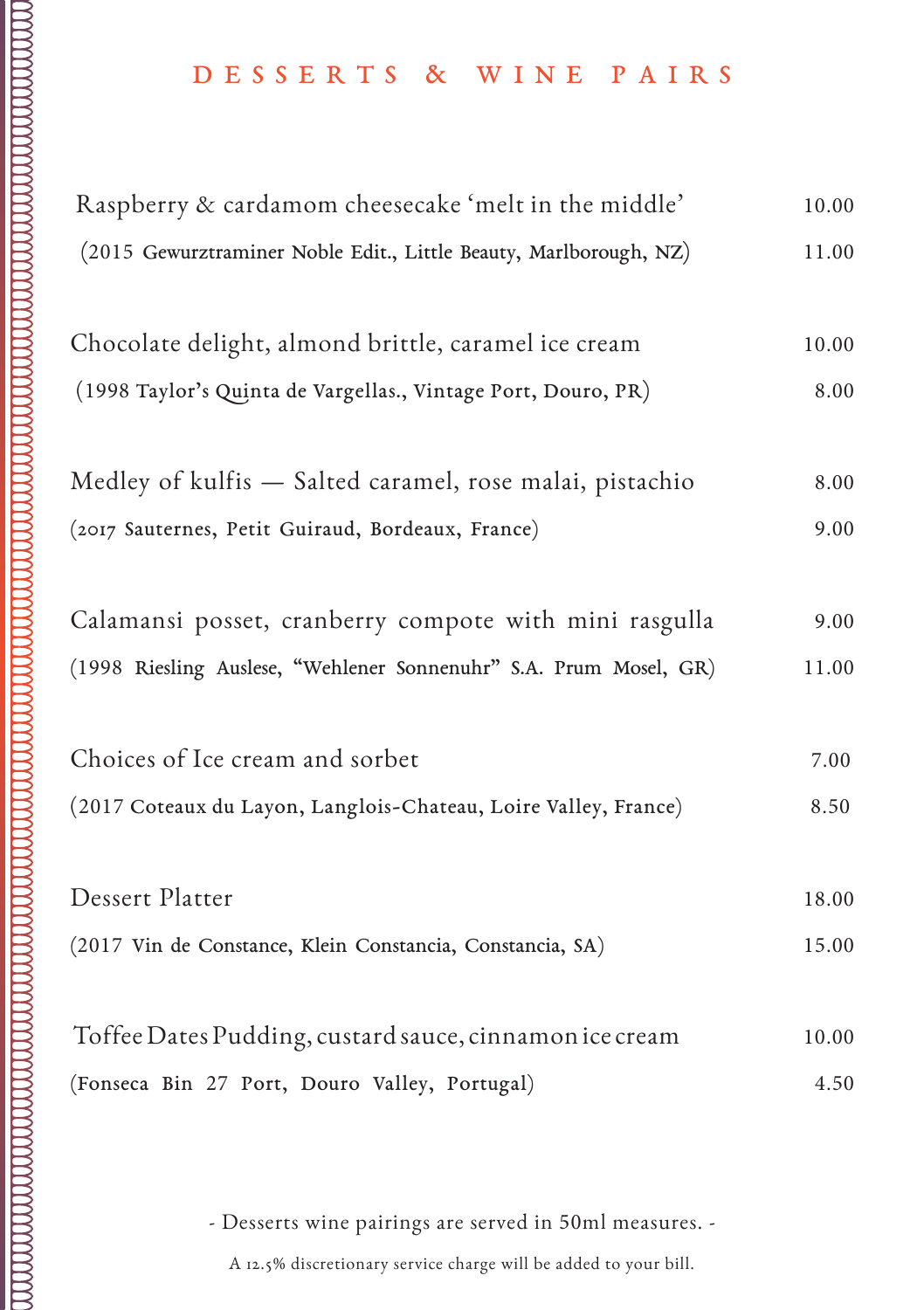# DESSERTS & WINE PAIRS

Raspberry & cardamom cheesecake 'melt in the middle' 10.00

(2015 Gewurztraminer Noble Edit., Little Beauty, Marlborough, NZ) 11.00

Chocolate delight, almond brittle, caramel ice cream 10.00

(1998 Taylor's Quinta de Vargellas., Vintage Port, Douro, PR) 8.00

Medley of kulfis — Salted caramel, rose malai, pistachio 8.00

(2017 Sauternes, Petit Guiraud, Bordeaux, France) 9.00

Calamansi posset, cranberry compote with mini rasgulla 9.00

(1998 Riesling Auslese, "Wehlener Sonnenuhr" S.A. Prum Mosel, GR) 11.00

Choices of Ice cream and sorbet 7.00

(2017 Coteaux du Layon, Langlois-Chateau, Loire Valley, France) 8.50

Dessert Platter 18.00

(2017 Vin de Constance, Klein Constancia, Constancia, SA) 15.00

Toffee Dates Pudding, custard sauce, cinnamon ice cream 10.00

(Fonseca Bin 27 Port, Douro Valley, Portugal) 4.50

- Desserts wine pairings are served in 50ml measures. -

A 12.5% discretionary service charge will be added to your bill.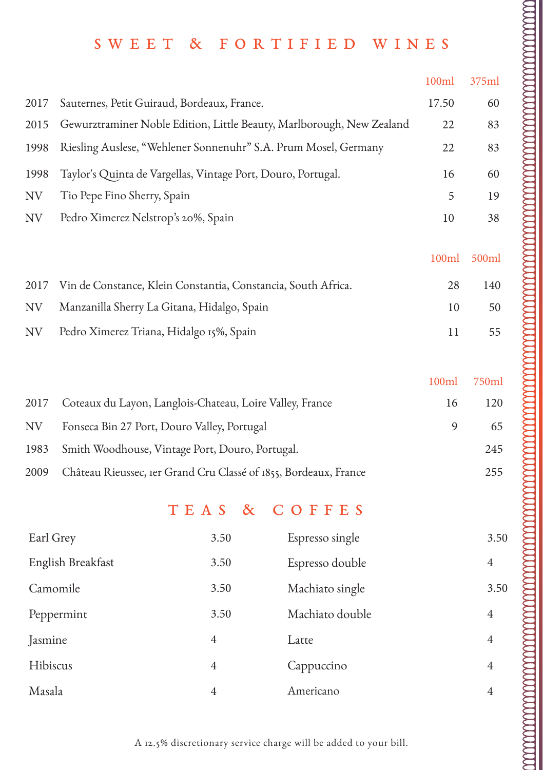# SWEET & FORTIFIED WINES

| | | 100ml | 375ml |
|---|---|---|---|
| 2017 | Sauternes, Petit Guiraud, Bordeaux, France. | 17.50 | 60 |
| 2015 | Gewurztraminer Noble Edition, Little Beauty, Marlborough, New Zealand | 22 | 83 |
| 1998 | Riesling Auslese, "Wehlener Sonnenuhr" S.A. Prum Mosel, Germany | 22 | 83 |
| 1998 | Taylor's Quinta de Vargellas, Vintage Port, Douro, Portugal. | 16 | 60 |
| NV | Tio Pepe Fino Sherry, Spain | 5 | 19 |
| NV | Pedro Ximerez Nelstrop's 20%, Spain | 10 | 38 |

| | | 100ml | 500ml |
|---|---|---|---|
| 2017 | Vin de Constance, Klein Constantia, Constancia, South Africa. | 28 | 140 |
| NV | Manzanilla Sherry La Gitana, Hidalgo, Spain | 10 | 50 |
| NV | Pedro Ximerez Triana, Hidalgo 15%, Spain | 11 | 55 |

| | | 100ml | 750ml |
|---|---|---|---|
| 2017 | Coteaux du Layon, Langlois-Chateau, Loire Valley, France | 16 | 120 |
| NV | Fonseca Bin 27 Port, Douro Valley, Portugal | 9 | 65 |
| 1983 | Smith Woodhouse, Vintage Port, Douro, Portugal. | | 245 |
| 2009 | Château Rieussec, 1er Grand Cru Classé of 1855, Bordeaux, France | | 255 |

# TEAS & COFFES

| | |
|---|---|
| Earl Grey | 3.50 |
| English Breakfast | 3.50 |
| Camomile | 3.50 |
| Peppermint | 3.50 |
| Jasmine | 4 |
| Hibiscus | 4 |
| Masala | 4 |

| | |
|---|---|
| Espresso single | 3.50 |
| Espresso double | 4 |
| Machiato single | 3.50 |
| Machiato double | 4 |
| Latte | 4 |
| Cappuccino | 4 |
| Americano | 4 |

A 12.5% discretionary service charge will be added to your bill.